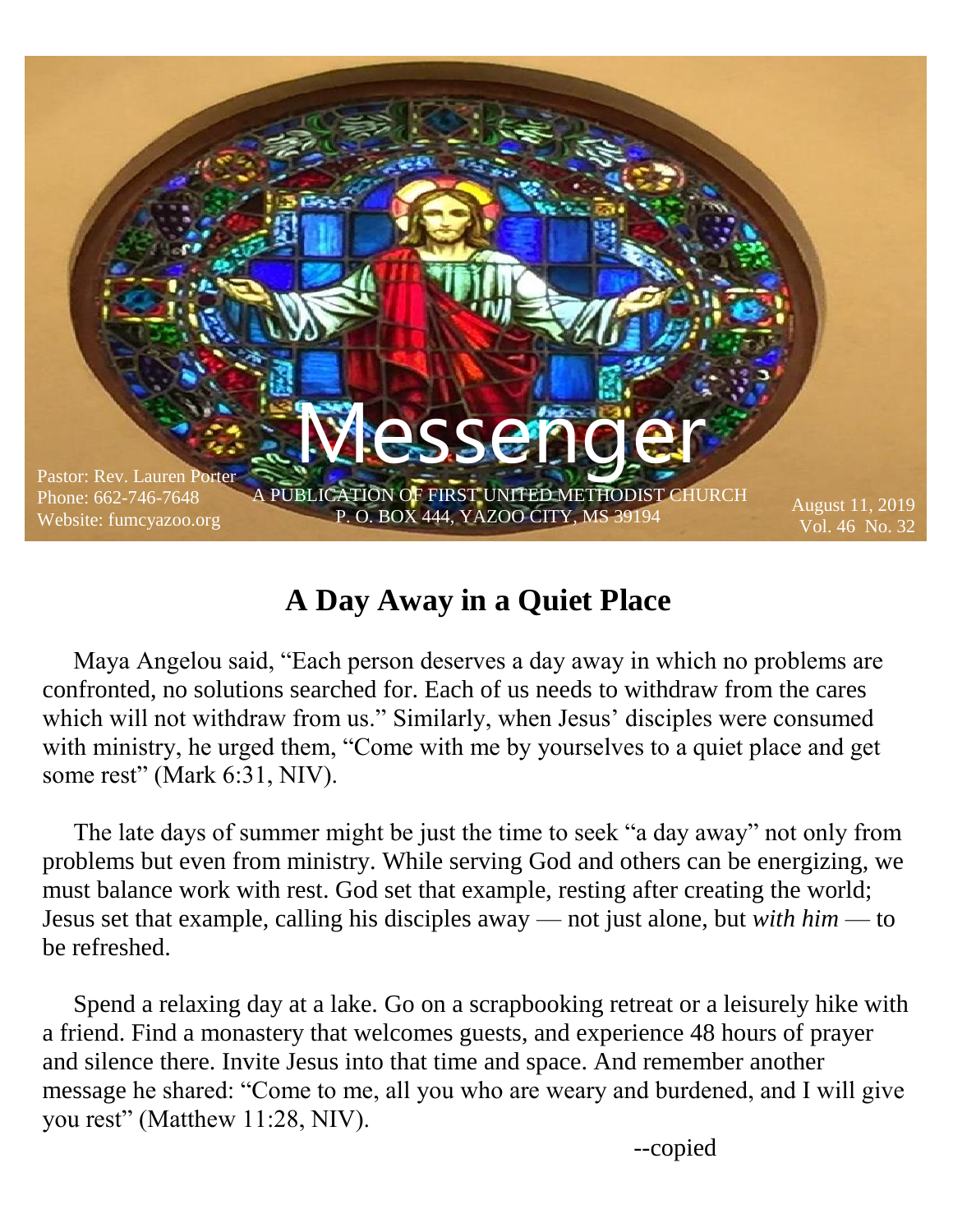# Messenger

Pastor: Rev. Lauren Porter
Phone: 662-746-7648
Website: fumcyazoo.org

A PUBLICATION OF FIRST UNITED METHODIST CHURCH
P. O. BOX 444, YAZOO CITY, MS 39194

August 11, 2019
Vol. 46 No. 32

## A Day Away in a Quiet Place

Maya Angelou said, "Each person deserves a day away in which no problems are confronted, no solutions searched for. Each of us needs to withdraw from the cares which will not withdraw from us." Similarly, when Jesus' disciples were consumed with ministry, he urged them, "Come with me by yourselves to a quiet place and get some rest" (Mark 6:31, NIV).

The late days of summer might be just the time to seek "a day away" not only from problems but even from ministry. While serving God and others can be energizing, we must balance work with rest. God set that example, resting after creating the world; Jesus set that example, calling his disciples away — not just alone, but *with him* — to be refreshed.

Spend a relaxing day at a lake. Go on a scrapbooking retreat or a leisurely hike with a friend. Find a monastery that welcomes guests, and experience 48 hours of prayer and silence there. Invite Jesus into that time and space. And remember another message he shared: "Come to me, all you who are weary and burdened, and I will give you rest" (Matthew 11:28, NIV).

--copied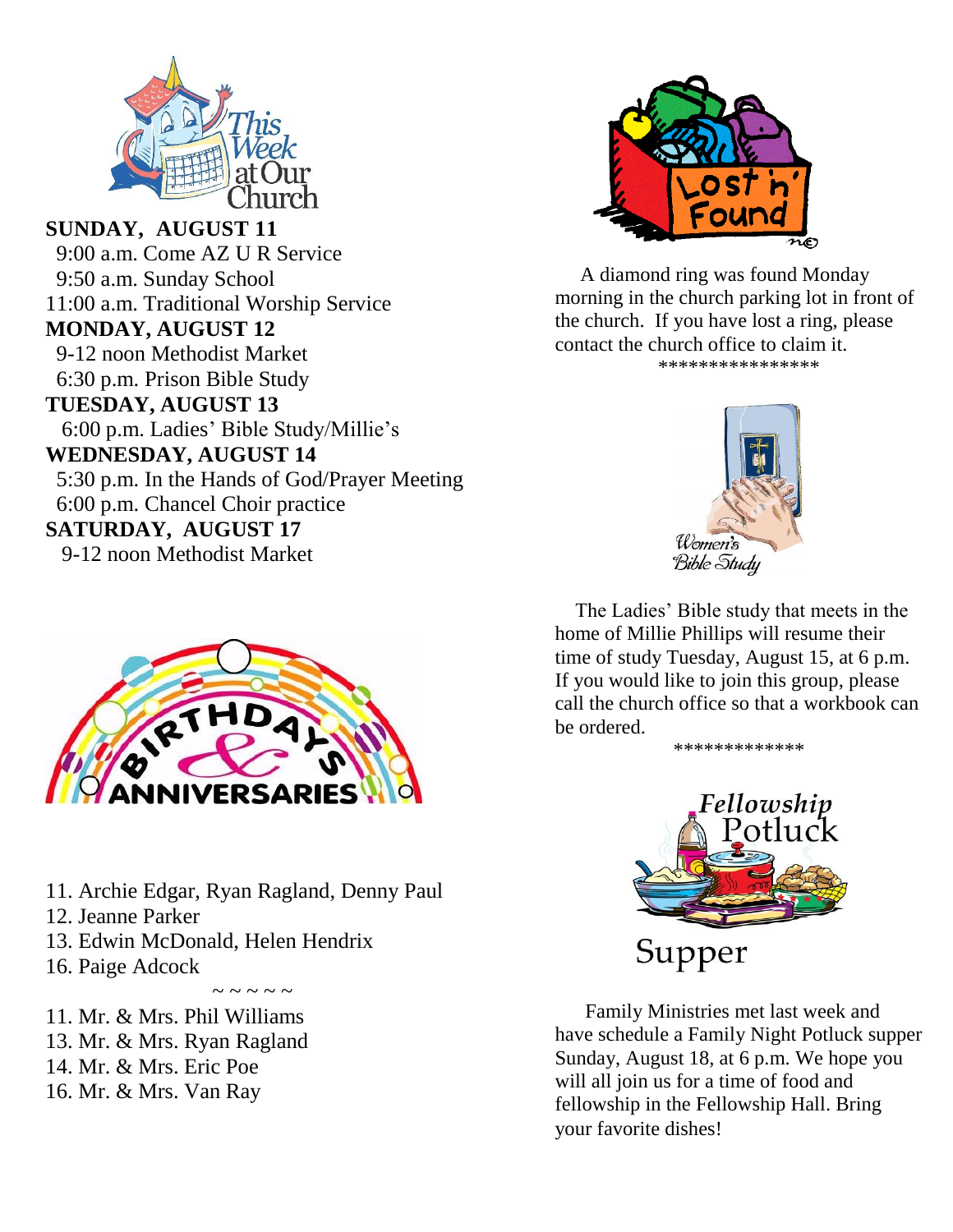## This Week at Our Church

**SUNDAY, AUGUST 11**
9:00 a.m. Come AZ U R Service
9:50 a.m. Sunday School
11:00 a.m. Traditional Worship Service

**MONDAY, AUGUST 12**
9-12 noon Methodist Market
6:30 p.m. Prison Bible Study

**TUESDAY, AUGUST 13**
6:00 p.m. Ladies' Bible Study/Millie's

**WEDNESDAY, AUGUST 14**
5:30 p.m. In the Hands of God/Prayer Meeting
6:00 p.m. Chancel Choir practice

**SATURDAY, AUGUST 17**
9-12 noon Methodist Market

## Birthdays & Anniversaries

11. Archie Edgar, Ryan Ragland, Denny Paul
12. Jeanne Parker
13. Edwin McDonald, Helen Hendrix
16. Paige Adcock

~ ~ ~ ~ ~

11. Mr. & Mrs. Phil Williams
13. Mr. & Mrs. Ryan Ragland
14. Mr. & Mrs. Eric Poe
16. Mr. & Mrs. Van Ray

## Lost 'n' Found

A diamond ring was found Monday morning in the church parking lot in front of the church. If you have lost a ring, please contact the church office to claim it.

****************

## Women's Bible Study

The Ladies' Bible study that meets in the home of Millie Phillips will resume their time of study Tuesday, August 15, at 6 p.m. If you would like to join this group, please call the church office so that a workbook can be ordered.

*************

## Fellowship Potluck Supper

Family Ministries met last week and have schedule a Family Night Potluck supper Sunday, August 18, at 6 p.m. We hope you will all join us for a time of food and fellowship in the Fellowship Hall. Bring your favorite dishes!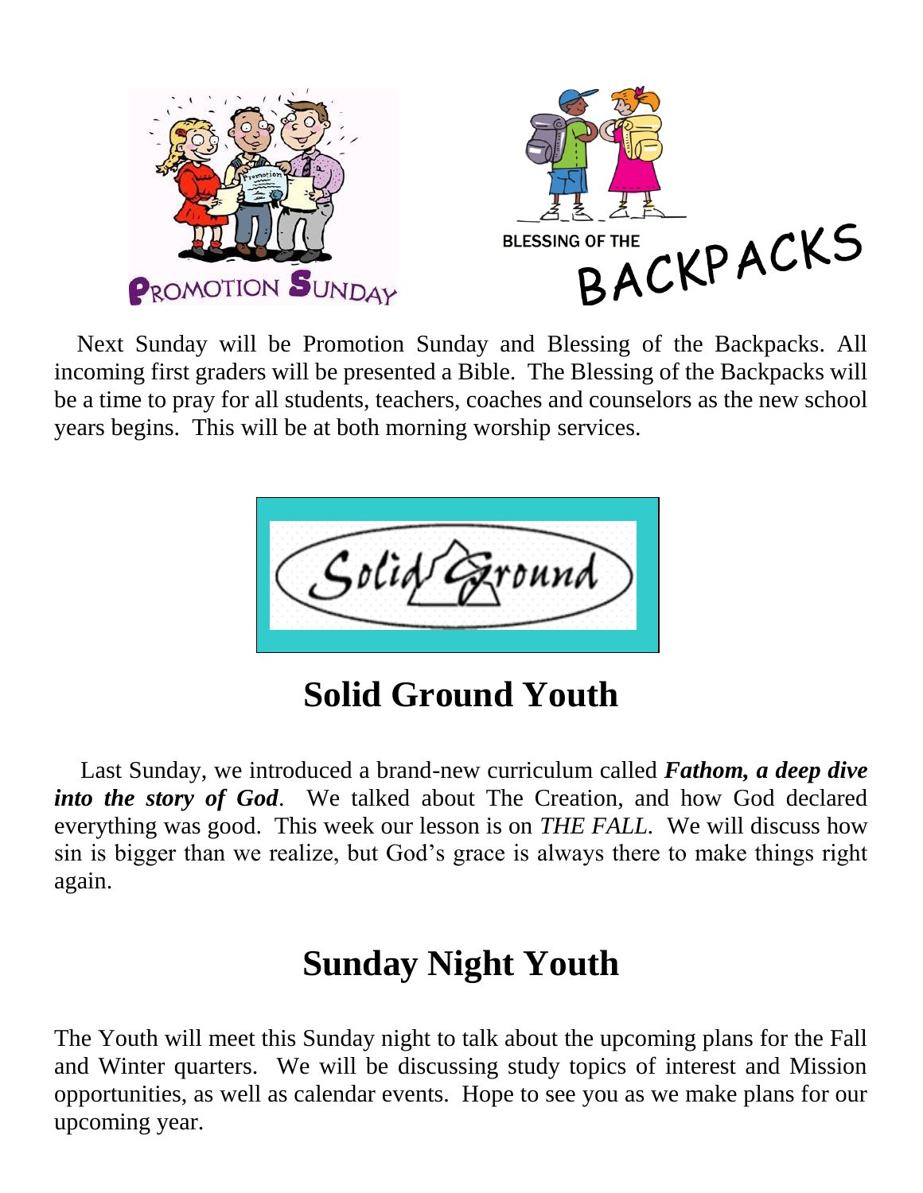PROMOTION SUNDAY

BLESSING OF THE BACKPACKS

Next Sunday will be Promotion Sunday and Blessing of the Backpacks. All incoming first graders will be presented a Bible. The Blessing of the Backpacks will be a time to pray for all students, teachers, coaches and counselors as the new school years begins. This will be at both morning worship services.

Solid Ground

## Solid Ground Youth

Last Sunday, we introduced a brand-new curriculum called ***Fathom, a deep dive into the story of God***. We talked about The Creation, and how God declared everything was good. This week our lesson is on *THE FALL*. We will discuss how sin is bigger than we realize, but God's grace is always there to make things right again.

## Sunday Night Youth

The Youth will meet this Sunday night to talk about the upcoming plans for the Fall and Winter quarters. We will be discussing study topics of interest and Mission opportunities, as well as calendar events. Hope to see you as we make plans for our upcoming year.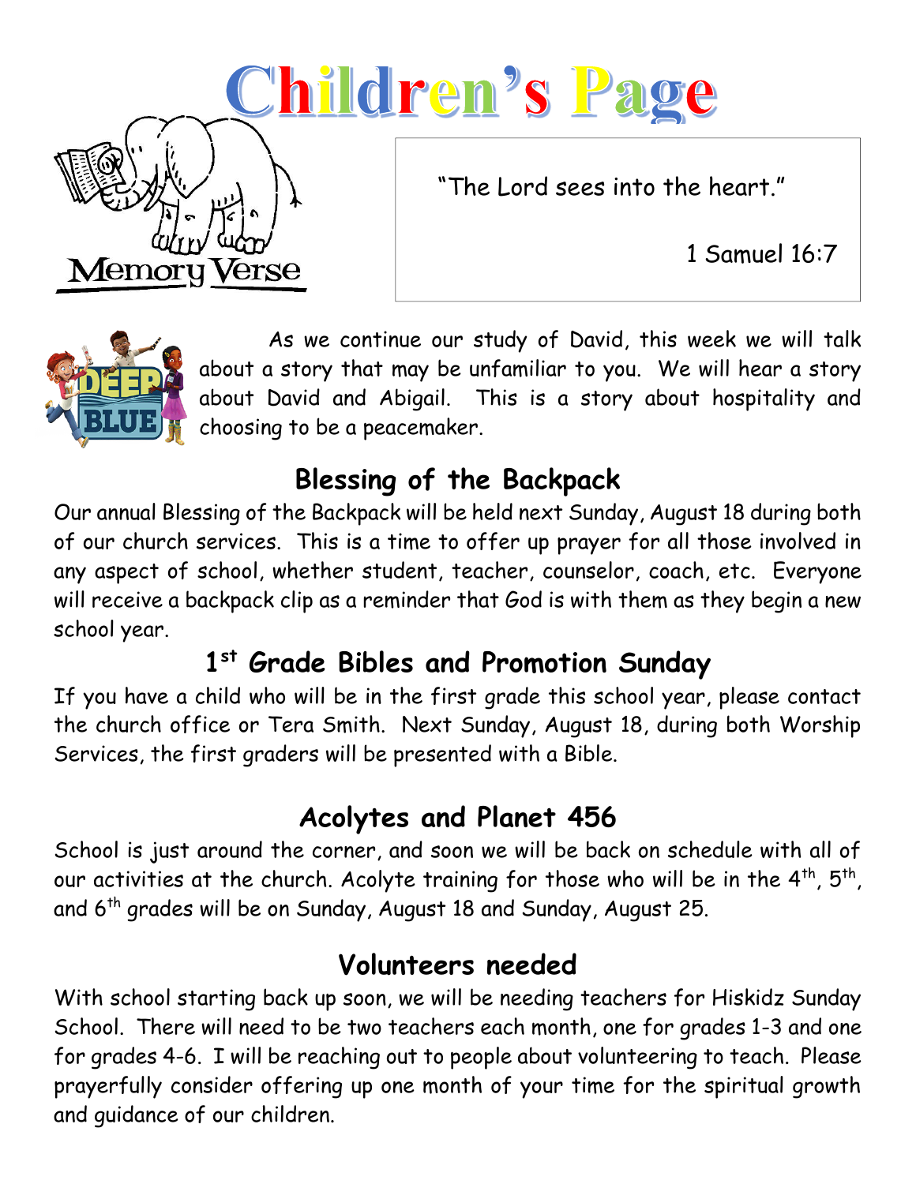# Children's Page

Memory Verse

"The Lord sees into the heart."

1 Samuel 16:7

As we continue our study of David, this week we will talk about a story that may be unfamiliar to you. We will hear a story about David and Abigail. This is a story about hospitality and choosing to be a peacemaker.

## Blessing of the Backpack

Our annual Blessing of the Backpack will be held next Sunday, August 18 during both of our church services. This is a time to offer up prayer for all those involved in any aspect of school, whether student, teacher, counselor, coach, etc. Everyone will receive a backpack clip as a reminder that God is with them as they begin a new school year.

## 1st Grade Bibles and Promotion Sunday

If you have a child who will be in the first grade this school year, please contact the church office or Tera Smith. Next Sunday, August 18, during both Worship Services, the first graders will be presented with a Bible.

## Acolytes and Planet 456

School is just around the corner, and soon we will be back on schedule with all of our activities at the church. Acolyte training for those who will be in the 4th, 5th, and 6th grades will be on Sunday, August 18 and Sunday, August 25.

## Volunteers needed

With school starting back up soon, we will be needing teachers for Hiskidz Sunday School. There will need to be two teachers each month, one for grades 1-3 and one for grades 4-6. I will be reaching out to people about volunteering to teach. Please prayerfully consider offering up one month of your time for the spiritual growth and guidance of our children.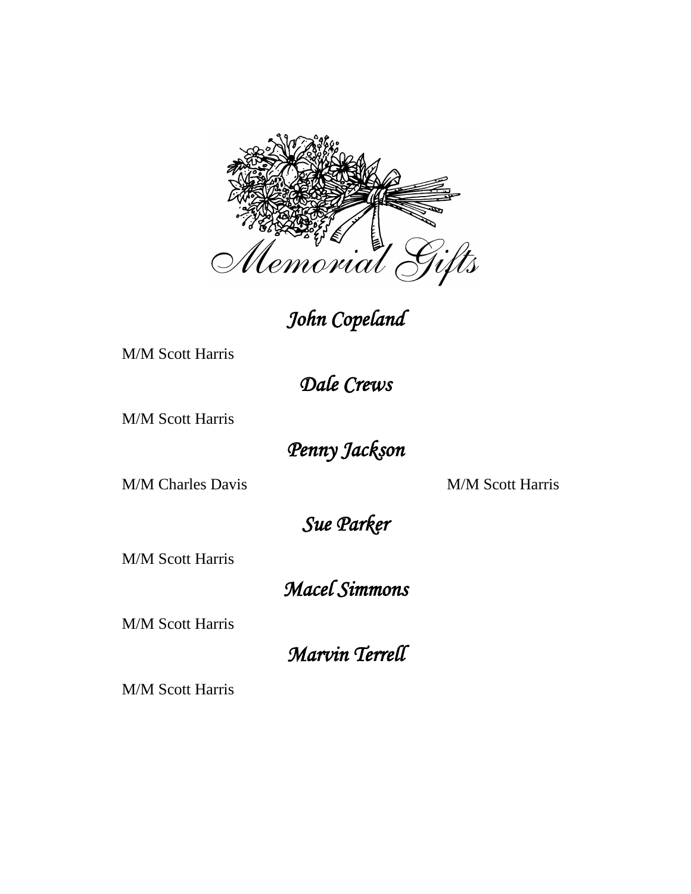# Memorial Gifts

## *John Copeland*

M/M Scott Harris

## *Dale Crews*

M/M Scott Harris

## *Penny Jackson*

M/M Charles Davis

M/M Scott Harris

## *Sue Parker*

M/M Scott Harris

## *Macel Simmons*

M/M Scott Harris

## *Marvin Terrell*

M/M Scott Harris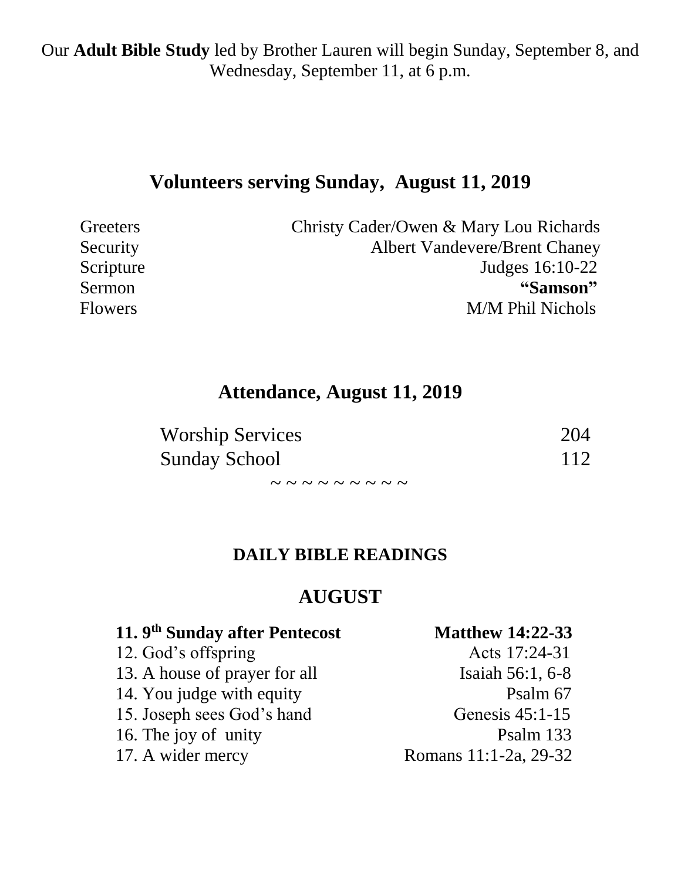Our **Adult Bible Study** led by Brother Lauren will begin Sunday, September 8, and Wednesday, September 11, at 6 p.m.

## Volunteers serving Sunday, August 11, 2019

| | |
|---|---|
| Greeters | Christy Cader/Owen & Mary Lou Richards |
| Security | Albert Vandevere/Brent Chaney |
| Scripture | Judges 16:10-22 |
| Sermon | **"Samson"** |
| Flowers | M/M Phil Nichols |

## Attendance, August 11, 2019

| | |
|---|---|
| Worship Services | 204 |
| Sunday School | 112 |

~ ~ ~ ~ ~ ~ ~ ~ ~ ~

### DAILY BIBLE READINGS

## AUGUST

| | |
|---|---|
| **11. 9th Sunday after Pentecost** | **Matthew 14:22-33** |
| 12. God's offspring | Acts 17:24-31 |
| 13. A house of prayer for all | Isaiah 56:1, 6-8 |
| 14. You judge with equity | Psalm 67 |
| 15. Joseph sees God's hand | Genesis 45:1-15 |
| 16. The joy of unity | Psalm 133 |
| 17. A wider mercy | Romans 11:1-2a, 29-32 |